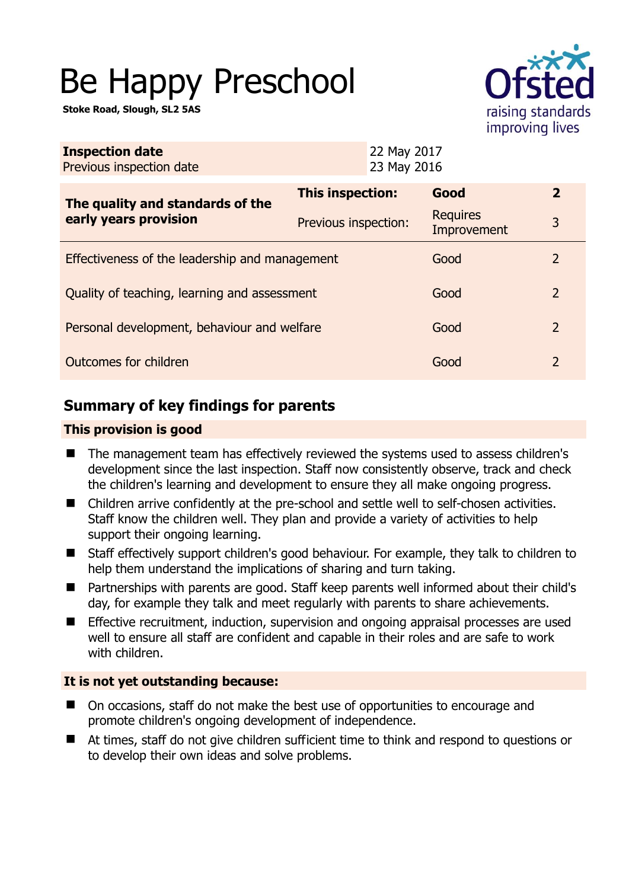# Be Happy Preschool

**Stoke Road, Slough, SL2 5AS**

| **Inspection date** | 22 May 2017 |
|---|---|
| Previous inspection date | 23 May 2016 |

| **The quality and standards of the early years provision** | **This inspection:** | **Good** | **2** |
|---|---|---|---|
| | Previous inspection: | Requires Improvement | 3 |
| Effectiveness of the leadership and management | | Good | 2 |
| Quality of teaching, learning and assessment | | Good | 2 |
| Personal development, behaviour and welfare | | Good | 2 |
| Outcomes for children | | Good | 2 |

## Summary of key findings for parents

**This provision is good**

- The management team has effectively reviewed the systems used to assess children's development since the last inspection. Staff now consistently observe, track and check the children's learning and development to ensure they all make ongoing progress.
- Children arrive confidently at the pre-school and settle well to self-chosen activities. Staff know the children well. They plan and provide a variety of activities to help support their ongoing learning.
- Staff effectively support children's good behaviour. For example, they talk to children to help them understand the implications of sharing and turn taking.
- Partnerships with parents are good. Staff keep parents well informed about their child's day, for example they talk and meet regularly with parents to share achievements.
- Effective recruitment, induction, supervision and ongoing appraisal processes are used well to ensure all staff are confident and capable in their roles and are safe to work with children.

**It is not yet outstanding because:**

- On occasions, staff do not make the best use of opportunities to encourage and promote children's ongoing development of independence.
- At times, staff do not give children sufficient time to think and respond to questions or to develop their own ideas and solve problems.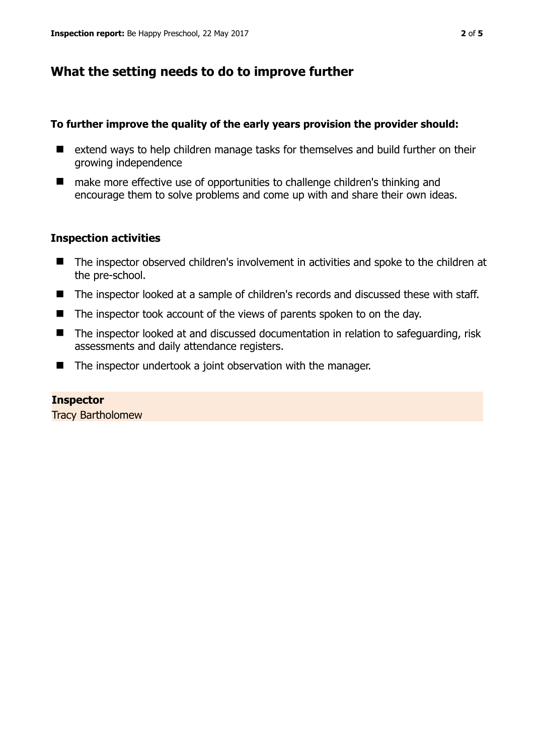## What the setting needs to do to improve further

**To further improve the quality of the early years provision the provider should:**

- extend ways to help children manage tasks for themselves and build further on their growing independence
- make more effective use of opportunities to challenge children's thinking and encourage them to solve problems and come up with and share their own ideas.

### Inspection activities

- The inspector observed children's involvement in activities and spoke to the children at the pre-school.
- The inspector looked at a sample of children's records and discussed these with staff.
- The inspector took account of the views of parents spoken to on the day.
- The inspector looked at and discussed documentation in relation to safeguarding, risk assessments and daily attendance registers.
- The inspector undertook a joint observation with the manager.

**Inspector**

Tracy Bartholomew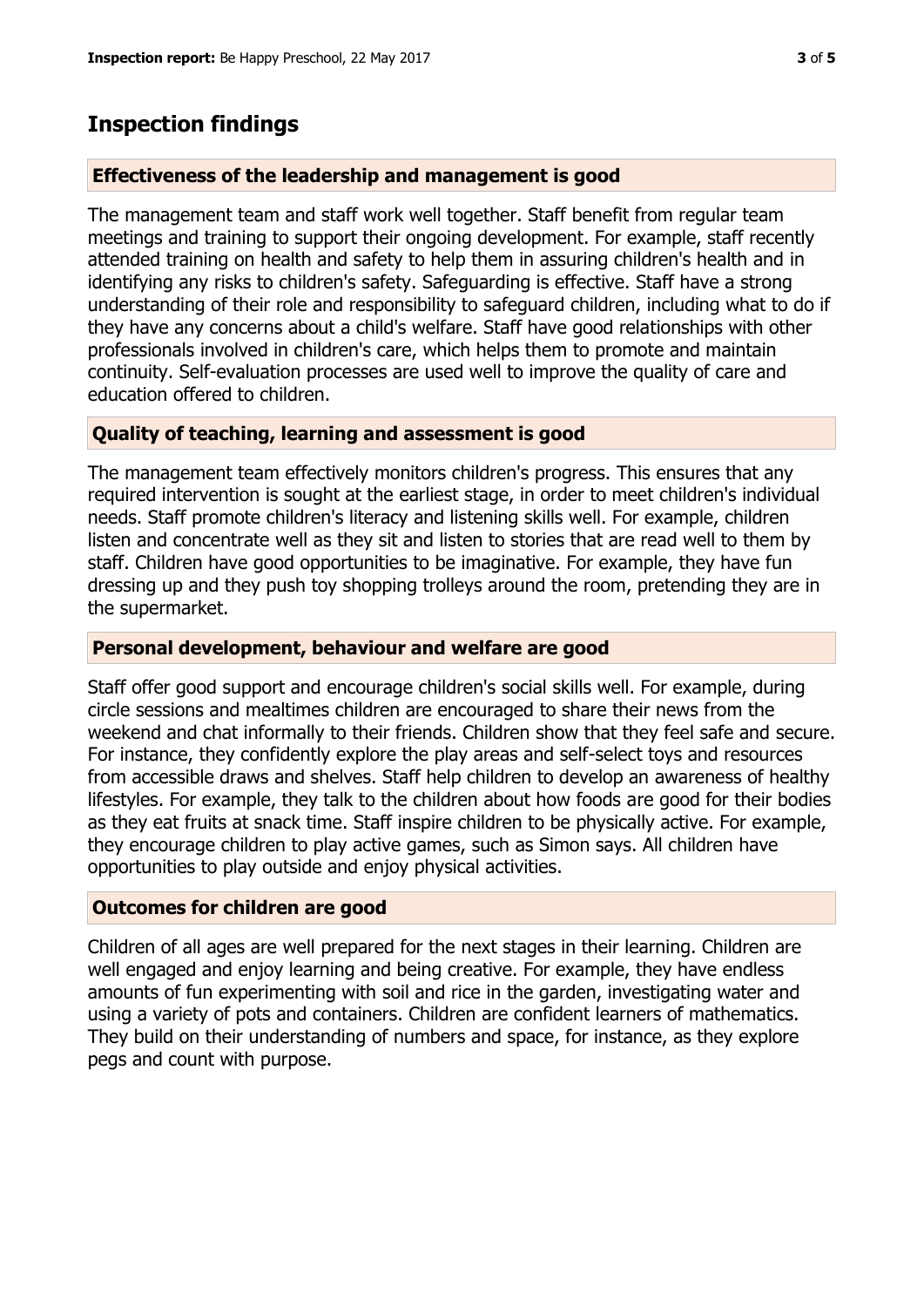## Inspection findings

### Effectiveness of the leadership and management is good

The management team and staff work well together. Staff benefit from regular team meetings and training to support their ongoing development. For example, staff recently attended training on health and safety to help them in assuring children's health and in identifying any risks to children's safety. Safeguarding is effective. Staff have a strong understanding of their role and responsibility to safeguard children, including what to do if they have any concerns about a child's welfare. Staff have good relationships with other professionals involved in children's care, which helps them to promote and maintain continuity. Self-evaluation processes are used well to improve the quality of care and education offered to children.

### Quality of teaching, learning and assessment is good

The management team effectively monitors children's progress. This ensures that any required intervention is sought at the earliest stage, in order to meet children's individual needs. Staff promote children's literacy and listening skills well. For example, children listen and concentrate well as they sit and listen to stories that are read well to them by staff. Children have good opportunities to be imaginative. For example, they have fun dressing up and they push toy shopping trolleys around the room, pretending they are in the supermarket.

### Personal development, behaviour and welfare are good

Staff offer good support and encourage children's social skills well. For example, during circle sessions and mealtimes children are encouraged to share their news from the weekend and chat informally to their friends. Children show that they feel safe and secure. For instance, they confidently explore the play areas and self-select toys and resources from accessible draws and shelves. Staff help children to develop an awareness of healthy lifestyles. For example, they talk to the children about how foods are good for their bodies as they eat fruits at snack time. Staff inspire children to be physically active. For example, they encourage children to play active games, such as Simon says. All children have opportunities to play outside and enjoy physical activities.

### Outcomes for children are good

Children of all ages are well prepared for the next stages in their learning. Children are well engaged and enjoy learning and being creative. For example, they have endless amounts of fun experimenting with soil and rice in the garden, investigating water and using a variety of pots and containers. Children are confident learners of mathematics. They build on their understanding of numbers and space, for instance, as they explore pegs and count with purpose.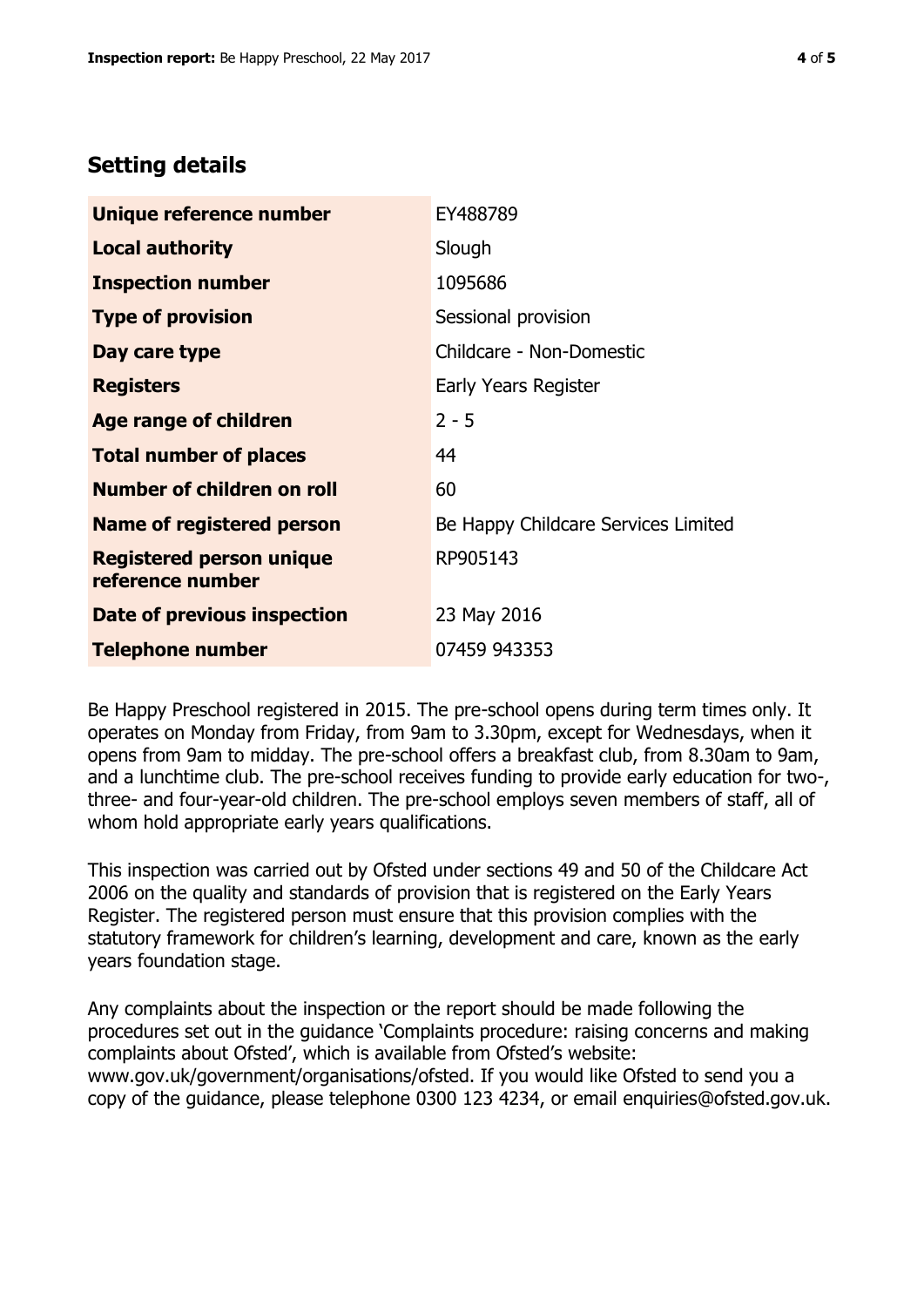## Setting details

| | |
|---|---|
| **Unique reference number** | EY488789 |
| **Local authority** | Slough |
| **Inspection number** | 1095686 |
| **Type of provision** | Sessional provision |
| **Day care type** | Childcare - Non-Domestic |
| **Registers** | Early Years Register |
| **Age range of children** | 2 - 5 |
| **Total number of places** | 44 |
| **Number of children on roll** | 60 |
| **Name of registered person** | Be Happy Childcare Services Limited |
| **Registered person unique reference number** | RP905143 |
| **Date of previous inspection** | 23 May 2016 |
| **Telephone number** | 07459 943353 |

Be Happy Preschool registered in 2015. The pre-school opens during term times only. It operates on Monday from Friday, from 9am to 3.30pm, except for Wednesdays, when it opens from 9am to midday. The pre-school offers a breakfast club, from 8.30am to 9am, and a lunchtime club. The pre-school receives funding to provide early education for two-, three- and four-year-old children. The pre-school employs seven members of staff, all of whom hold appropriate early years qualifications.

This inspection was carried out by Ofsted under sections 49 and 50 of the Childcare Act 2006 on the quality and standards of provision that is registered on the Early Years Register. The registered person must ensure that this provision complies with the statutory framework for children's learning, development and care, known as the early years foundation stage.

Any complaints about the inspection or the report should be made following the procedures set out in the guidance 'Complaints procedure: raising concerns and making complaints about Ofsted', which is available from Ofsted's website: www.gov.uk/government/organisations/ofsted. If you would like Ofsted to send you a copy of the guidance, please telephone 0300 123 4234, or email enquiries@ofsted.gov.uk.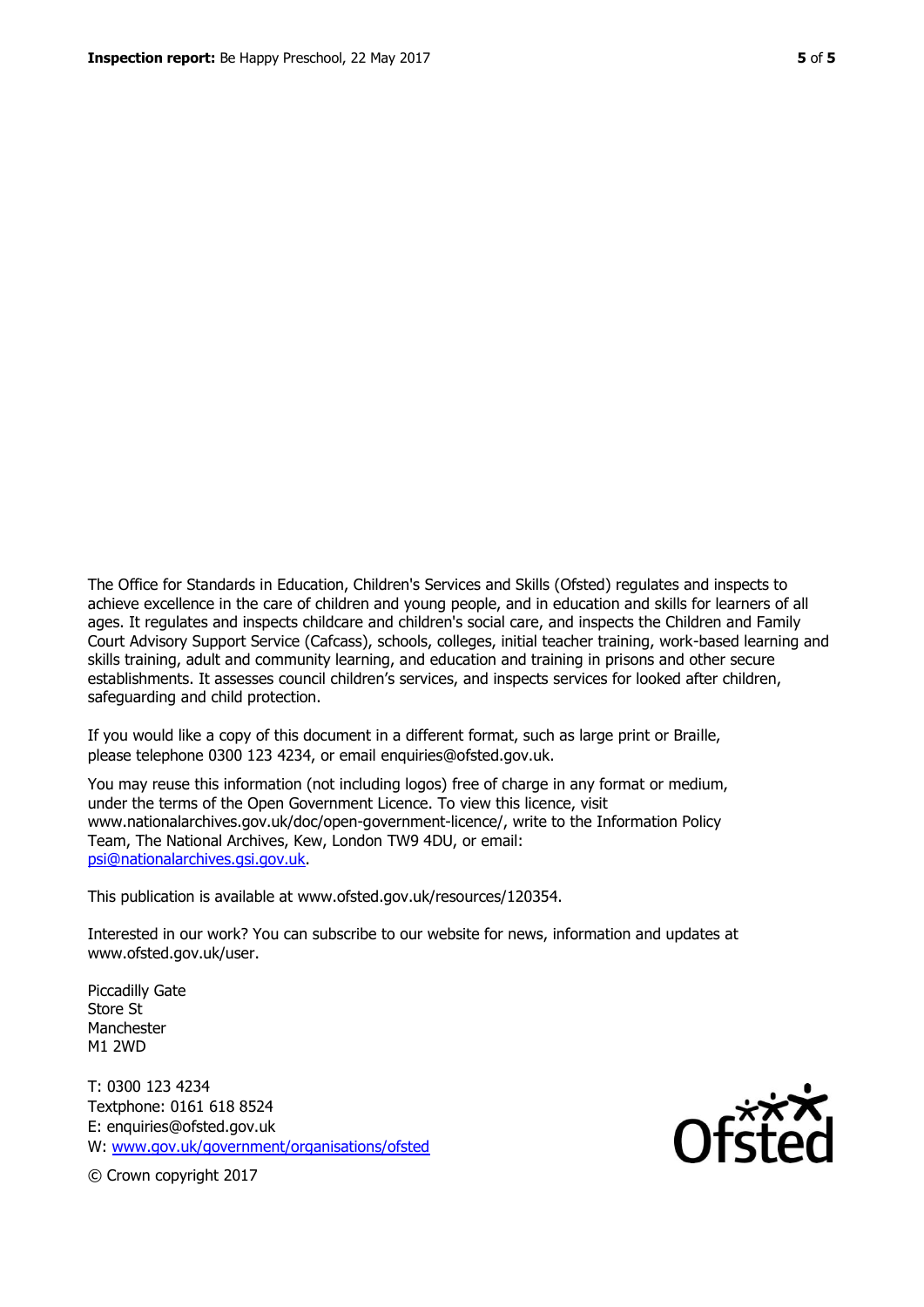The Office for Standards in Education, Children's Services and Skills (Ofsted) regulates and inspects to achieve excellence in the care of children and young people, and in education and skills for learners of all ages. It regulates and inspects childcare and children's social care, and inspects the Children and Family Court Advisory Support Service (Cafcass), schools, colleges, initial teacher training, work-based learning and skills training, adult and community learning, and education and training in prisons and other secure establishments. It assesses council children's services, and inspects services for looked after children, safeguarding and child protection.

If you would like a copy of this document in a different format, such as large print or Braille, please telephone 0300 123 4234, or email enquiries@ofsted.gov.uk.

You may reuse this information (not including logos) free of charge in any format or medium, under the terms of the Open Government Licence. To view this licence, visit www.nationalarchives.gov.uk/doc/open-government-licence/, write to the Information Policy Team, The National Archives, Kew, London TW9 4DU, or email: psi@nationalarchives.gsi.gov.uk.

This publication is available at www.ofsted.gov.uk/resources/120354.

Interested in our work? You can subscribe to our website for news, information and updates at www.ofsted.gov.uk/user.

Piccadilly Gate  
Store St  
Manchester  
M1 2WD

T: 0300 123 4234  
Textphone: 0161 618 8524  
E: enquiries@ofsted.gov.uk  
W: www.gov.uk/government/organisations/ofsted

© Crown copyright 2017